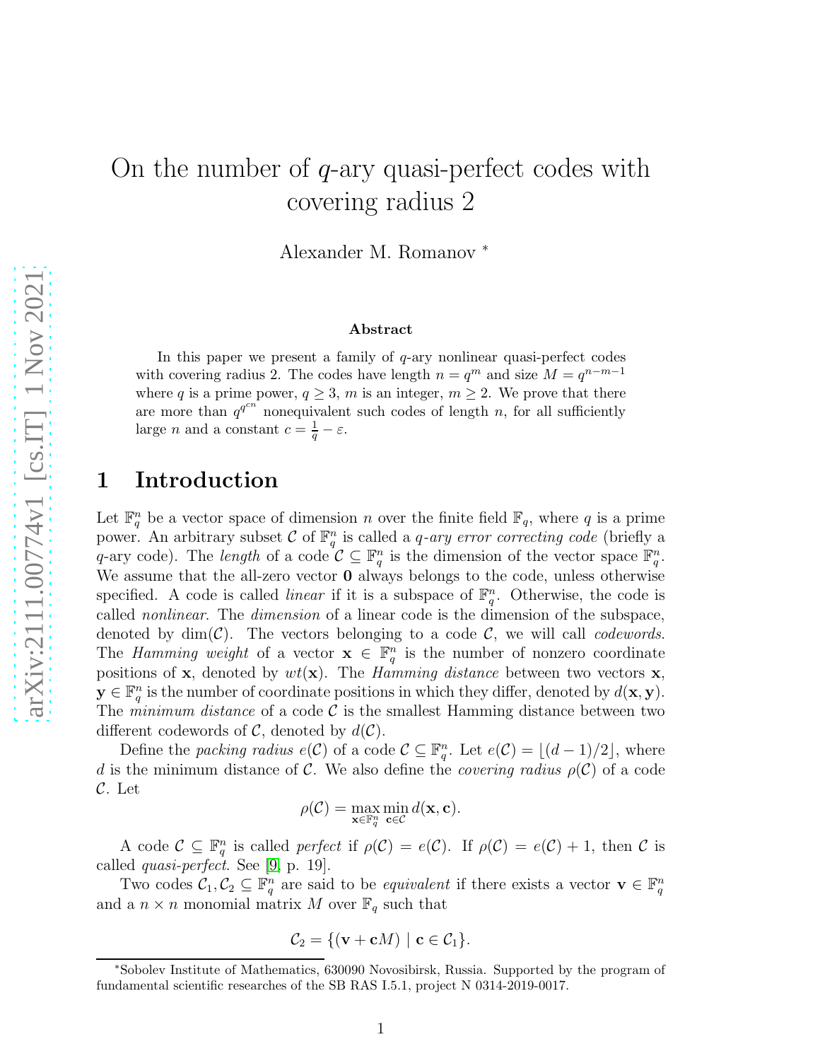# On the number of $q$-ary quasi-perfect codes with covering radius 2

Alexander M. Romanov [*]

### Abstract

In this paper we present a family of $q$-ary nonlinear quasi-perfect codes with covering radius 2. The codes have length $n = q^m$ and size $M = q^{n-m-1}$ where $q$ is a prime power, $q \geq 3$, $m$ is an integer, $m \geq 2$. We prove that there are more than $q^{q^{cn}}$ nonequivalent such codes of length $n$, for all sufficiently large $n$ and a constant $c = \frac{1}{q} - \varepsilon$.

## 1 Introduction

Let $\mathbb{F}_q^n$ be a vector space of dimension $n$ over the finite field $\mathbb{F}_q$, where $q$ is a prime power. An arbitrary subset $\mathcal{C}$ of $\mathbb{F}_q^n$ is called a *$q$-ary error correcting code* (briefly a $q$-ary code). The *length* of a code $\mathcal{C} \subseteq \mathbb{F}_q^n$ is the dimension of the vector space $\mathbb{F}_q^n$. We assume that the all-zero vector $\mathbf{0}$ always belongs to the code, unless otherwise specified. A code is called *linear* if it is a subspace of $\mathbb{F}_q^n$. Otherwise, the code is called *nonlinear*. The *dimension* of a linear code is the dimension of the subspace, denoted by $\dim(\mathcal{C})$. The vectors belonging to a code $\mathcal{C}$, we will call *codewords*. The *Hamming weight* of a vector $\mathbf{x} \in \mathbb{F}_q^n$ is the number of nonzero coordinate positions of $\mathbf{x}$, denoted by $wt(\mathbf{x})$. The *Hamming distance* between two vectors $\mathbf{x}$, $\mathbf{y} \in \mathbb{F}_q^n$ is the number of coordinate positions in which they differ, denoted by $d(\mathbf{x}, \mathbf{y})$. The *minimum distance* of a code $\mathcal{C}$ is the smallest Hamming distance between two different codewords of $\mathcal{C}$, denoted by $d(\mathcal{C})$.

Define the *packing radius* $e(\mathcal{C})$ of a code $\mathcal{C} \subseteq \mathbb{F}_q^n$. Let $e(\mathcal{C}) = \lfloor (d-1)/2 \rfloor$, where $d$ is the minimum distance of $\mathcal{C}$. We also define the *covering radius* $\rho(\mathcal{C})$ of a code $\mathcal{C}$. Let

$$\rho(\mathcal{C}) = \max_{\mathbf{x} \in \mathbb{F}_q^n} \min_{\mathbf{c} \in \mathcal{C}} d(\mathbf{x}, \mathbf{c}).$$

A code $\mathcal{C} \subseteq \mathbb{F}_q^n$ is called *perfect* if $\rho(\mathcal{C}) = e(\mathcal{C})$. If $\rho(\mathcal{C}) = e(\mathcal{C}) + 1$, then $\mathcal{C}$ is called *quasi-perfect*. See [9, p. 19].

Two codes $\mathcal{C}_1, \mathcal{C}_2 \subseteq \mathbb{F}_q^n$ are said to be *equivalent* if there exists a vector $\mathbf{v} \in \mathbb{F}_q^n$ and a $n \times n$ monomial matrix $M$ over $\mathbb{F}_q$ such that

$$\mathcal{C}_2 = \{(\mathbf{v} + \mathbf{c}M) \mid \mathbf{c} \in \mathcal{C}_1\}.$$

---

[*] Sobolev Institute of Mathematics, 630090 Novosibirsk, Russia. Supported by the program of fundamental scientific researches of the SB RAS I.5.1, project N 0314-2019-0017.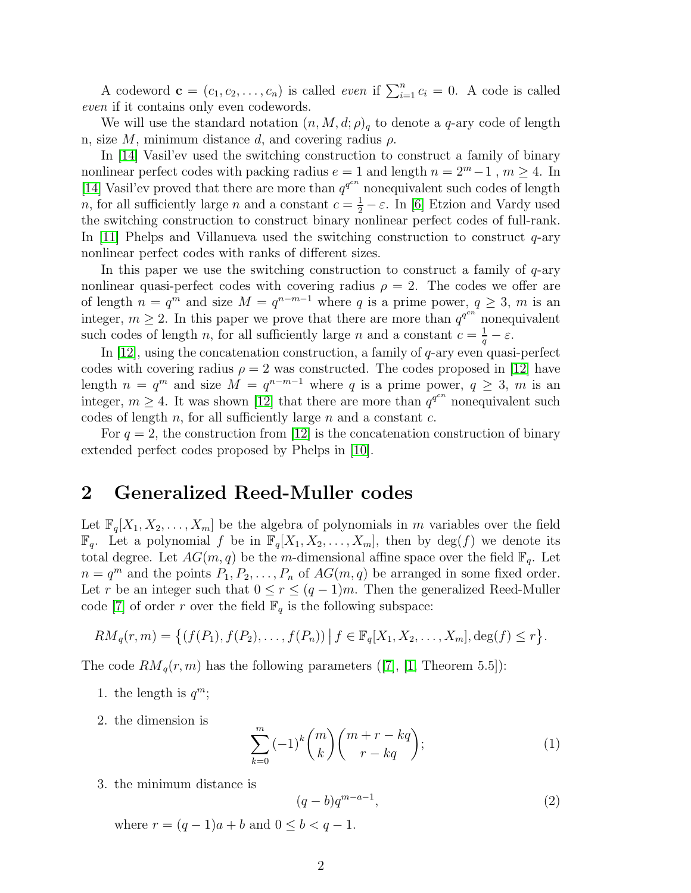A codeword $\mathbf{c} = (c_1, c_2, \ldots, c_n)$ is called *even* if $\sum_{i=1}^{n} c_i = 0$. A code is called *even* if it contains only even codewords.

We will use the standard notation $(n, M, d; \rho)_q$ to denote a $q$-ary code of length n, size $M$, minimum distance $d$, and covering radius $\rho$.

In [14] Vasil'ev used the switching construction to construct a family of binary nonlinear perfect codes with packing radius $e = 1$ and length $n = 2^m - 1$ , $m \geq 4$. In [14] Vasil'ev proved that there are more than $q^{q^{cn}}$ nonequivalent such codes of length $n$, for all sufficiently large $n$ and a constant $c = \frac{1}{2} - \varepsilon$. In [6] Etzion and Vardy used the switching construction to construct binary nonlinear perfect codes of full-rank. In [11] Phelps and Villanueva used the switching construction to construct $q$-ary nonlinear perfect codes with ranks of different sizes.

In this paper we use the switching construction to construct a family of $q$-ary nonlinear quasi-perfect codes with covering radius $\rho = 2$. The codes we offer are of length $n = q^m$ and size $M = q^{n-m-1}$ where $q$ is a prime power, $q \geq 3$, $m$ is an integer, $m \geq 2$. In this paper we prove that there are more than $q^{q^{cn}}$ nonequivalent such codes of length $n$, for all sufficiently large $n$ and a constant $c = \frac{1}{q} - \varepsilon$.

In [12], using the concatenation construction, a family of $q$-ary even quasi-perfect codes with covering radius $\rho = 2$ was constructed. The codes proposed in [12] have length $n = q^m$ and size $M = q^{n-m-1}$ where $q$ is a prime power, $q \geq 3$, $m$ is an integer, $m \geq 4$. It was shown [12] that there are more than $q^{q^{cn}}$ nonequivalent such codes of length $n$, for all sufficiently large $n$ and a constant $c$.

For $q = 2$, the construction from [12] is the concatenation construction of binary extended perfect codes proposed by Phelps in [10].

## 2 Generalized Reed-Muller codes

Let $\mathbb{F}_q[X_1, X_2, \ldots, X_m]$ be the algebra of polynomials in $m$ variables over the field $\mathbb{F}_q$. Let a polynomial $f$ be in $\mathbb{F}_q[X_1, X_2, \ldots, X_m]$, then by $\deg(f)$ we denote its total degree. Let $AG(m, q)$ be the $m$-dimensional affine space over the field $\mathbb{F}_q$. Let $n = q^m$ and the points $P_1, P_2, \ldots, P_n$ of $AG(m, q)$ be arranged in some fixed order. Let $r$ be an integer such that $0 \leq r \leq (q-1)m$. Then the generalized Reed-Muller code [7] of order $r$ over the field $\mathbb{F}_q$ is the following subspace:

$$RM_q(r, m) = \left\{ (f(P_1), f(P_2), \ldots, f(P_n)) \,\middle|\, f \in \mathbb{F}_q[X_1, X_2, \ldots, X_m], \deg(f) \leq r \right\}.$$

The code $RM_q(r, m)$ has the following parameters ([7], [1, Theorem 5.5]):

1. the length is $q^m$;
2. the dimension is
$$\sum_{k=0}^{m} (-1)^k \binom{m}{k} \binom{m + r - kq}{r - kq}; \tag{1}$$
3. the minimum distance is
$$(q - b) q^{m-a-1}, \tag{2}$$
where $r = (q-1)a + b$ and $0 \leq b < q - 1$.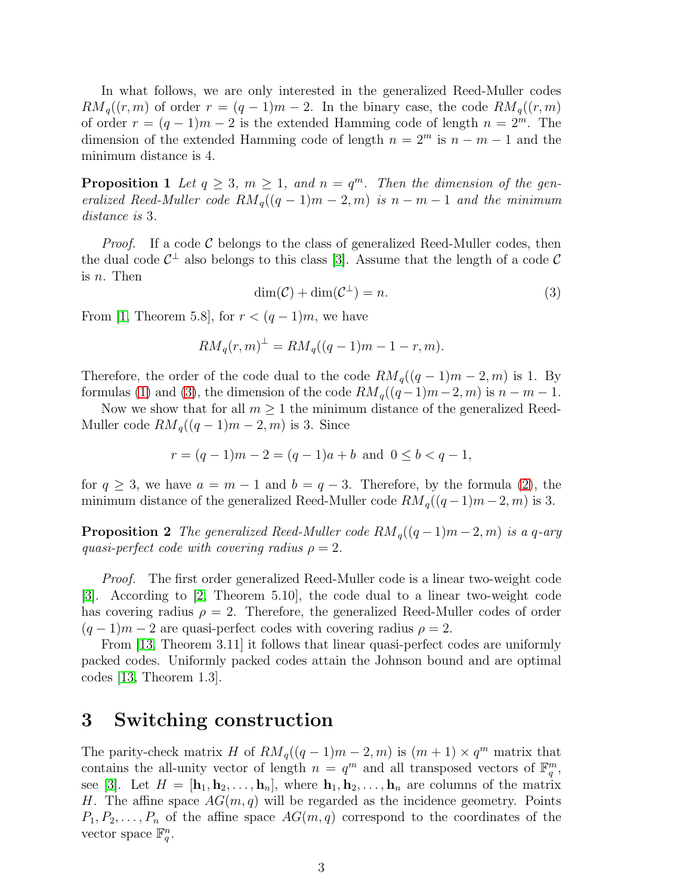In what follows, we are only interested in the generalized Reed-Muller codes $RM_q((r, m)$ of order $r = (q-1)m - 2$. In the binary case, the code $RM_q((r, m)$ of order $r = (q-1)m - 2$ is the extended Hamming code of length $n = 2^m$. The dimension of the extended Hamming code of length $n = 2^m$ is $n - m - 1$ and the minimum distance is 4.

**Proposition 1** *Let $q \geq 3$, $m \geq 1$, and $n = q^m$. Then the dimension of the generalized Reed-Muller code $RM_q((q-1)m - 2, m)$ is $n - m - 1$ and the minimum distance is 3.*

*Proof.* If a code $\mathcal{C}$ belongs to the class of generalized Reed-Muller codes, then the dual code $\mathcal{C}^{\perp}$ also belongs to this class [3]. Assume that the length of a code $\mathcal{C}$ is $n$. Then

$$\dim(\mathcal{C}) + \dim(\mathcal{C}^{\perp}) = n. \tag{3}$$

From [1, Theorem 5.8], for $r < (q-1)m$, we have

$$RM_q(r, m)^{\perp} = RM_q((q-1)m - 1 - r, m).$$

Therefore, the order of the code dual to the code $RM_q((q-1)m - 2, m)$ is 1. By formulas (1) and (3), the dimension of the code $RM_q((q-1)m-2, m)$ is $n - m - 1$.

Now we show that for all $m \geq 1$ the minimum distance of the generalized Reed-Muller code $RM_q((q-1)m - 2, m)$ is 3. Since

$$r = (q-1)m - 2 = (q-1)a + b \text{ and } 0 \leq b < q - 1,$$

for $q \geq 3$, we have $a = m - 1$ and $b = q - 3$. Therefore, by the formula (2), the minimum distance of the generalized Reed-Muller code $RM_q((q-1)m-2, m)$ is 3.

**Proposition 2** *The generalized Reed-Muller code $RM_q((q-1)m-2, m)$ is a $q$-ary quasi-perfect code with covering radius $\rho = 2$.*

*Proof.* The first order generalized Reed-Muller code is a linear two-weight code [3]. According to [2, Theorem 5.10], the code dual to a linear two-weight code has covering radius $\rho = 2$. Therefore, the generalized Reed-Muller codes of order $(q-1)m - 2$ are quasi-perfect codes with covering radius $\rho = 2$.

From [13, Theorem 3.11] it follows that linear quasi-perfect codes are uniformly packed codes. Uniformly packed codes attain the Johnson bound and are optimal codes [13, Theorem 1.3].

# 3 Switching construction

The parity-check matrix $H$ of $RM_q((q-1)m - 2, m)$ is $(m+1) \times q^m$ matrix that contains the all-unity vector of length $n = q^m$ and all transposed vectors of $\mathbb{F}_q^m$, see [3]. Let $H = [\mathbf{h}_1, \mathbf{h}_2, \ldots, \mathbf{h}_n]$, where $\mathbf{h}_1, \mathbf{h}_2, \ldots, \mathbf{h}_n$ are columns of the matrix $H$. The affine space $AG(m, q)$ will be regarded as the incidence geometry. Points $P_1, P_2, \ldots, P_n$ of the affine space $AG(m, q)$ correspond to the coordinates of the vector space $\mathbb{F}_q^n$.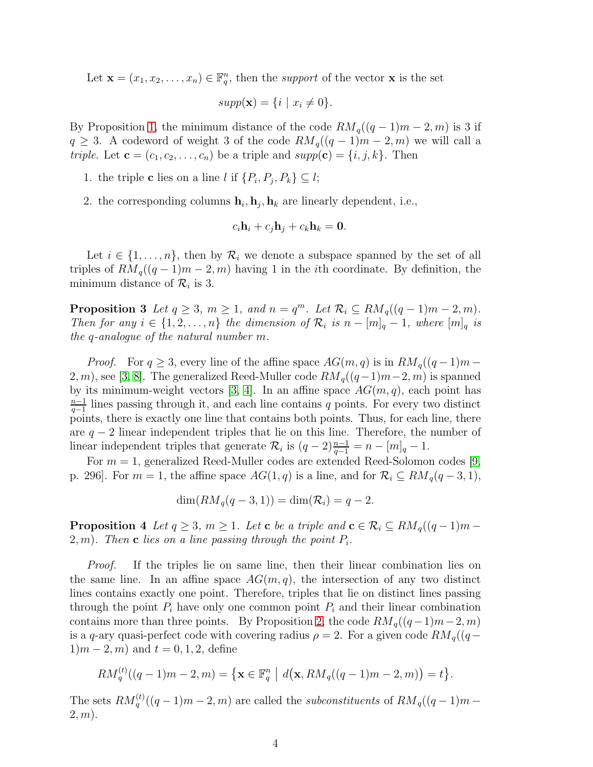Let $\mathbf{x} = (x_1, x_2, \ldots, x_n) \in \mathbb{F}_q^n$, then the *support* of the vector $\mathbf{x}$ is the set

$$supp(\mathbf{x}) = \{i \mid x_i \neq 0\}.$$

By Proposition 1, the minimum distance of the code $RM_q((q-1)m-2, m)$ is 3 if $q \geq 3$. A codeword of weight 3 of the code $RM_q((q-1)m-2, m)$ we will call a *triple*. Let $\mathbf{c} = (c_1, c_2, \ldots, c_n)$ be a triple and $supp(\mathbf{c}) = \{i, j, k\}$. Then

1. the triple $\mathbf{c}$ lies on a line $l$ if $\{P_i, P_j, P_k\} \subseteq l$;
2. the corresponding columns $\mathbf{h}_i, \mathbf{h}_j, \mathbf{h}_k$ are linearly dependent, i.e.,

$$c_i\mathbf{h}_i + c_j\mathbf{h}_j + c_k\mathbf{h}_k = \mathbf{0}.$$

Let $i \in \{1, \ldots, n\}$, then by $\mathcal{R}_i$ we denote a subspace spanned by the set of all triples of $RM_q((q-1)m-2, m)$ having 1 in the $i$th coordinate. By definition, the minimum distance of $\mathcal{R}_i$ is 3.

**Proposition 3** *Let $q \geq 3$, $m \geq 1$, and $n = q^m$. Let $\mathcal{R}_i \subseteq RM_q((q-1)m-2, m)$. Then for any $i \in \{1, 2, \ldots, n\}$ the dimension of $\mathcal{R}_i$ is $n - [m]_q - 1$, where $[m]_q$ is the $q$-analogue of the natural number $m$.*

*Proof.* For $q \geq 3$, every line of the affine space $AG(m, q)$ is in $RM_q((q-1)m-2, m)$, see [3, 8]. The generalized Reed-Muller code $RM_q((q-1)m-2, m)$ is spanned by its minimum-weight vectors [3, 4]. In an affine space $AG(m, q)$, each point has $\frac{n-1}{q-1}$ lines passing through it, and each line contains $q$ points. For every two distinct points, there is exactly one line that contains both points. Thus, for each line, there are $q-2$ linear independent triples that lie on this line. Therefore, the number of linear independent triples that generate $\mathcal{R}_i$ is $(q-2)\frac{n-1}{q-1} = n - [m]_q - 1$.

For $m = 1$, generalized Reed-Muller codes are extended Reed-Solomon codes [9, p. 296]. For $m = 1$, the affine space $AG(1, q)$ is a line, and for $\mathcal{R}_i \subseteq RM_q(q-3, 1)$,

$$\dim(RM_q(q-3, 1)) = \dim(\mathcal{R}_i) = q - 2.$$

**Proposition 4** *Let $q \geq 3$, $m \geq 1$. Let $\mathbf{c}$ be a triple and $\mathbf{c} \in \mathcal{R}_i \subseteq RM_q((q-1)m-2, m)$. Then $\mathbf{c}$ lies on a line passing through the point $P_i$.*

*Proof.* If the triples lie on same line, then their linear combination lies on the same line. In an affine space $AG(m, q)$, the intersection of any two distinct lines contains exactly one point. Therefore, triples that lie on distinct lines passing through the point $P_i$ have only one common point $P_i$ and their linear combination contains more than three points. By Proposition 2, the code $RM_q((q-1)m-2, m)$ is a $q$-ary quasi-perfect code with covering radius $\rho = 2$. For a given code $RM_q((q-1)m-2, m)$ and $t = 0, 1, 2$, define

$$RM_q^{(t)}((q-1)m-2, m) = \{\mathbf{x} \in \mathbb{F}_q^n \mid d(\mathbf{x}, RM_q((q-1)m-2, m)) = t\}.$$

The sets $RM_q^{(t)}((q-1)m-2, m)$ are called the *subconstituents* of $RM_q((q-1)m-2, m)$.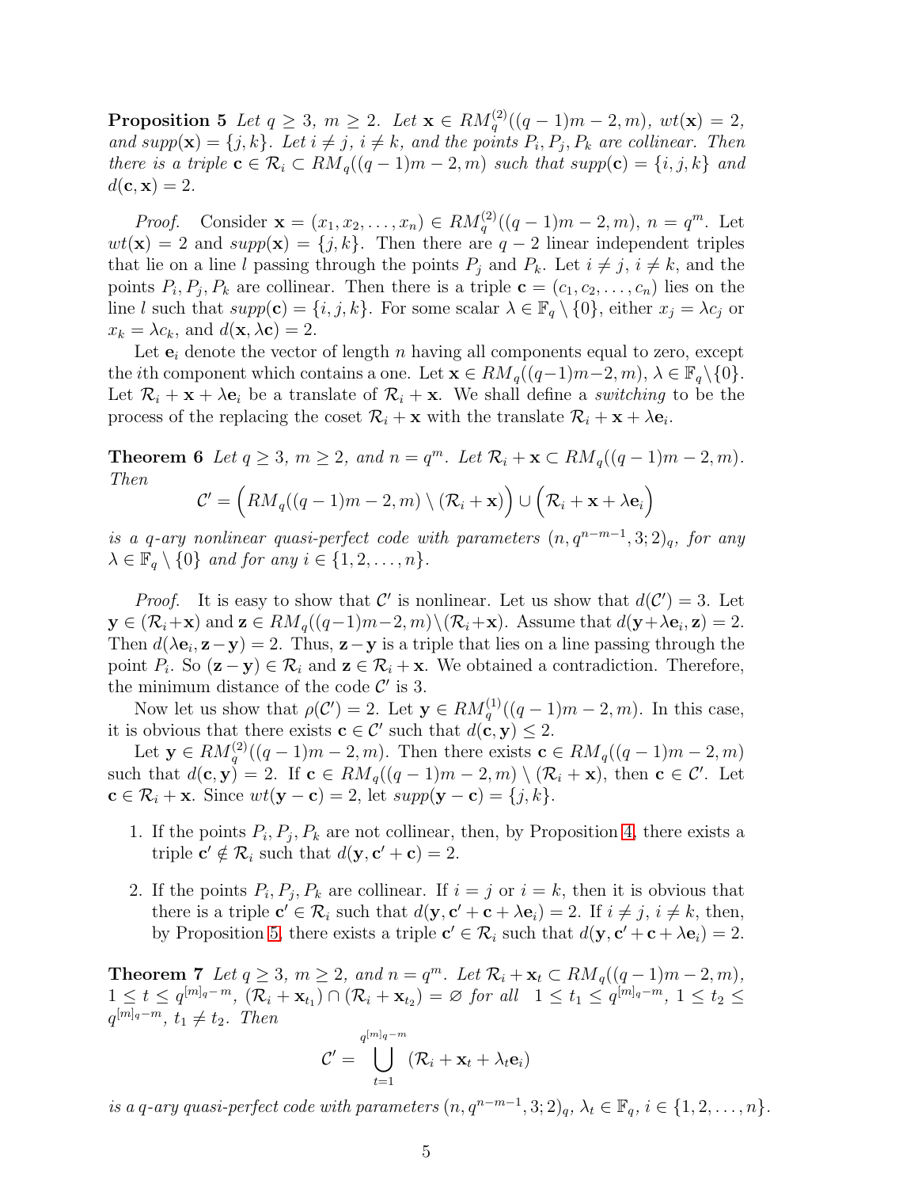**Proposition 5** *Let $q \geq 3$, $m \geq 2$. Let $\mathbf{x} \in RM_q^{(2)}((q-1)m-2, m)$, $wt(\mathbf{x}) = 2$, and $supp(\mathbf{x}) = \{j, k\}$. Let $i \neq j$, $i \neq k$, and the points $P_i, P_j, P_k$ are collinear. Then there is a triple $\mathbf{c} \in \mathcal{R}_i \subset RM_q((q-1)m-2, m)$ such that $supp(\mathbf{c}) = \{i, j, k\}$ and $d(\mathbf{c}, \mathbf{x}) = 2$.*

*Proof.* Consider $\mathbf{x} = (x_1, x_2, \ldots, x_n) \in RM_q^{(2)}((q-1)m-2, m)$, $n = q^m$. Let $wt(\mathbf{x}) = 2$ and $supp(\mathbf{x}) = \{j, k\}$. Then there are $q-2$ linear independent triples that lie on a line $l$ passing through the points $P_j$ and $P_k$. Let $i \neq j$, $i \neq k$, and the points $P_i, P_j, P_k$ are collinear. Then there is a triple $\mathbf{c} = (c_1, c_2, \ldots, c_n)$ lies on the line $l$ such that $supp(\mathbf{c}) = \{i, j, k\}$. For some scalar $\lambda \in \mathbb{F}_q \setminus \{0\}$, either $x_j = \lambda c_j$ or $x_k = \lambda c_k$, and $d(\mathbf{x}, \lambda \mathbf{c}) = 2$.

Let $\mathbf{e}_i$ denote the vector of length $n$ having all components equal to zero, except the $i$th component which contains a one. Let $\mathbf{x} \in RM_q((q-1)m-2, m)$, $\lambda \in \mathbb{F}_q \setminus \{0\}$. Let $\mathcal{R}_i + \mathbf{x} + \lambda \mathbf{e}_i$ be a translate of $\mathcal{R}_i + \mathbf{x}$. We shall define a *switching* to be the process of the replacing the coset $\mathcal{R}_i + \mathbf{x}$ with the translate $\mathcal{R}_i + \mathbf{x} + \lambda \mathbf{e}_i$.

**Theorem 6** *Let $q \geq 3$, $m \geq 2$, and $n = q^m$. Let $\mathcal{R}_i + \mathbf{x} \subset RM_q((q-1)m-2, m)$. Then*

$$\mathcal{C}' = \Big( RM_q((q-1)m-2, m) \setminus (\mathcal{R}_i + \mathbf{x}) \Big) \cup \Big( \mathcal{R}_i + \mathbf{x} + \lambda \mathbf{e}_i \Big)$$

*is a $q$-ary nonlinear quasi-perfect code with parameters $(n, q^{n-m-1}, 3; 2)_q$, for any $\lambda \in \mathbb{F}_q \setminus \{0\}$ and for any $i \in \{1, 2, \ldots, n\}$.*

*Proof.* It is easy to show that $\mathcal{C}'$ is nonlinear. Let us show that $d(\mathcal{C}') = 3$. Let $\mathbf{y} \in (\mathcal{R}_i + \mathbf{x})$ and $\mathbf{z} \in RM_q((q-1)m-2, m) \setminus (\mathcal{R}_i + \mathbf{x})$. Assume that $d(\mathbf{y} + \lambda \mathbf{e}_i, \mathbf{z}) = 2$. Then $d(\lambda \mathbf{e}_i, \mathbf{z} - \mathbf{y}) = 2$. Thus, $\mathbf{z} - \mathbf{y}$ is a triple that lies on a line passing through the point $P_i$. So $(\mathbf{z} - \mathbf{y}) \in \mathcal{R}_i$ and $\mathbf{z} \in \mathcal{R}_i + \mathbf{x}$. We obtained a contradiction. Therefore, the minimum distance of the code $\mathcal{C}'$ is 3.

Now let us show that $\rho(\mathcal{C}') = 2$. Let $\mathbf{y} \in RM_q^{(1)}((q-1)m-2, m)$. In this case, it is obvious that there exists $\mathbf{c} \in \mathcal{C}'$ such that $d(\mathbf{c}, \mathbf{y}) \leq 2$.

Let $\mathbf{y} \in RM_q^{(2)}((q-1)m-2, m)$. Then there exists $\mathbf{c} \in RM_q((q-1)m-2, m)$ such that $d(\mathbf{c}, \mathbf{y}) = 2$. If $\mathbf{c} \in RM_q((q-1)m-2, m) \setminus (\mathcal{R}_i + \mathbf{x})$, then $\mathbf{c} \in \mathcal{C}'$. Let $\mathbf{c} \in \mathcal{R}_i + \mathbf{x}$. Since $wt(\mathbf{y} - \mathbf{c}) = 2$, let $supp(\mathbf{y} - \mathbf{c}) = \{j, k\}$.

1. If the points $P_i, P_j, P_k$ are not collinear, then, by Proposition 4, there exists a triple $\mathbf{c}' \notin \mathcal{R}_i$ such that $d(\mathbf{y}, \mathbf{c}' + \mathbf{c}) = 2$.
2. If the points $P_i, P_j, P_k$ are collinear. If $i = j$ or $i = k$, then it is obvious that there is a triple $\mathbf{c}' \in \mathcal{R}_i$ such that $d(\mathbf{y}, \mathbf{c}' + \mathbf{c} + \lambda \mathbf{e}_i) = 2$. If $i \neq j$, $i \neq k$, then, by Proposition 5, there exists a triple $\mathbf{c}' \in \mathcal{R}_i$ such that $d(\mathbf{y}, \mathbf{c}' + \mathbf{c} + \lambda \mathbf{e}_i) = 2$.

**Theorem 7** *Let $q \geq 3$, $m \geq 2$, and $n = q^m$. Let $\mathcal{R}_i + \mathbf{x}_t \subset RM_q((q-1)m-2, m)$, $1 \leq t \leq q^{[m]_q - m}$, $(\mathcal{R}_i + \mathbf{x}_{t_1}) \cap (\mathcal{R}_i + \mathbf{x}_{t_2}) = \varnothing$ for all $1 \leq t_1 \leq q^{[m]_q - m}$, $1 \leq t_2 \leq q^{[m]_q - m}$, $t_1 \neq t_2$. Then*

$$\mathcal{C}' = \bigcup_{t=1}^{q^{[m]_q - m}} (\mathcal{R}_i + \mathbf{x}_t + \lambda_t \mathbf{e}_i)$$

*is a $q$-ary quasi-perfect code with parameters $(n, q^{n-m-1}, 3; 2)_q$, $\lambda_t \in \mathbb{F}_q$, $i \in \{1, 2, \ldots, n\}$.*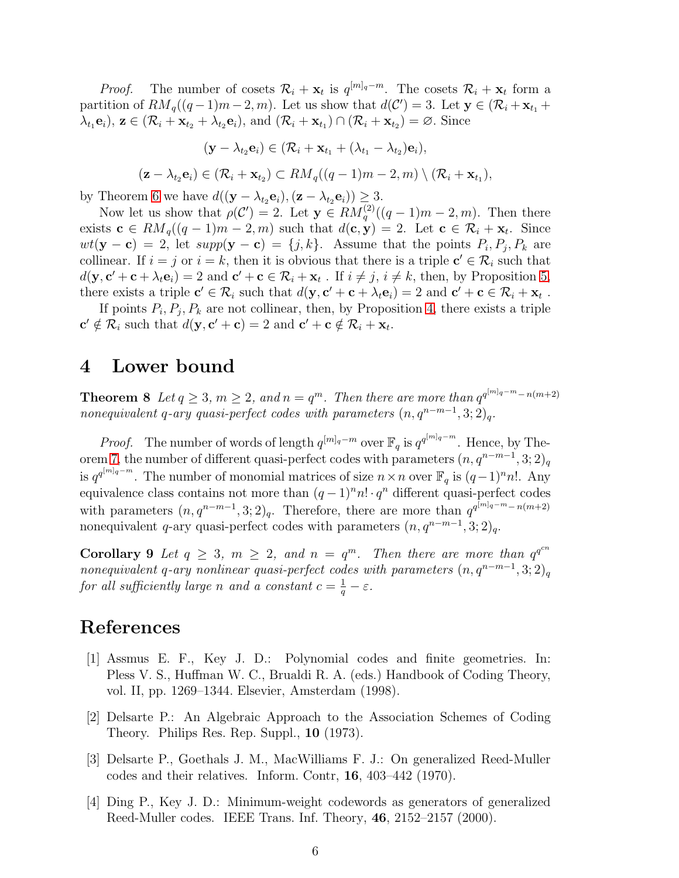*Proof.* The number of cosets $\mathcal{R}_i + \mathbf{x}_t$ is $q^{[m]_q - m}$. The cosets $\mathcal{R}_i + \mathbf{x}_t$ form a partition of $RM_q((q-1)m-2, m)$. Let us show that $d(\mathcal{C}') = 3$. Let $\mathbf{y} \in (\mathcal{R}_i + \mathbf{x}_{t_1} + \lambda_{t_1}\mathbf{e}_i)$, $\mathbf{z} \in (\mathcal{R}_i + \mathbf{x}_{t_2} + \lambda_{t_2}\mathbf{e}_i)$, and $(\mathcal{R}_i + \mathbf{x}_{t_1}) \cap (\mathcal{R}_i + \mathbf{x}_{t_2}) = \varnothing$. Since

$$(\mathbf{y} - \lambda_{t_2}\mathbf{e}_i) \in (\mathcal{R}_i + \mathbf{x}_{t_1} + (\lambda_{t_1} - \lambda_{t_2})\mathbf{e}_i),$$

$$(\mathbf{z} - \lambda_{t_2}\mathbf{e}_i) \in (\mathcal{R}_i + \mathbf{x}_{t_2}) \subset RM_q((q-1)m-2, m) \setminus (\mathcal{R}_i + \mathbf{x}_{t_1}),$$

by Theorem 6 we have $d((\mathbf{y} - \lambda_{t_2}\mathbf{e}_i), (\mathbf{z} - \lambda_{t_2}\mathbf{e}_i)) \geq 3$.

Now let us show that $\rho(\mathcal{C}') = 2$. Let $\mathbf{y} \in RM_q^{(2)}((q-1)m-2, m)$. Then there exists $\mathbf{c} \in RM_q((q-1)m-2, m)$ such that $d(\mathbf{c}, \mathbf{y}) = 2$. Let $\mathbf{c} \in \mathcal{R}_i + \mathbf{x}_t$. Since $wt(\mathbf{y} - \mathbf{c}) = 2$, let $supp(\mathbf{y} - \mathbf{c}) = \{j, k\}$. Assume that the points $P_i, P_j, P_k$ are collinear. If $i = j$ or $i = k$, then it is obvious that there is a triple $\mathbf{c}' \in \mathcal{R}_i$ such that $d(\mathbf{y}, \mathbf{c}' + \mathbf{c} + \lambda_t\mathbf{e}_i) = 2$ and $\mathbf{c}' + \mathbf{c} \in \mathcal{R}_i + \mathbf{x}_t$ . If $i \neq j$, $i \neq k$, then, by Proposition 5, there exists a triple $\mathbf{c}' \in \mathcal{R}_i$ such that $d(\mathbf{y}, \mathbf{c}' + \mathbf{c} + \lambda_t\mathbf{e}_i) = 2$ and $\mathbf{c}' + \mathbf{c} \in \mathcal{R}_i + \mathbf{x}_t$ .

If points $P_i, P_j, P_k$ are not collinear, then, by Proposition 4, there exists a triple $\mathbf{c}' \notin \mathcal{R}_i$ such that $d(\mathbf{y}, \mathbf{c}' + \mathbf{c}) = 2$ and $\mathbf{c}' + \mathbf{c} \notin \mathcal{R}_i + \mathbf{x}_t$.

## 4 Lower bound

**Theorem 8** *Let $q \geq 3$, $m \geq 2$, and $n = q^m$. Then there are more than $q^{q^{[m]_q - m} - n(m+2)}$ nonequivalent $q$-ary quasi-perfect codes with parameters $(n, q^{n-m-1}, 3; 2)_q$.*

*Proof.* The number of words of length $q^{[m]_q - m}$ over $\mathbb{F}_q$ is $q^{q^{[m]_q - m}}$. Hence, by Theorem 7, the number of different quasi-perfect codes with parameters $(n, q^{n-m-1}, 3; 2)_q$ is $q^{q^{[m]_q - m}}$. The number of monomial matrices of size $n \times n$ over $\mathbb{F}_q$ is $(q-1)^n n!$. Any equivalence class contains not more than $(q-1)^n n! \cdot q^n$ different quasi-perfect codes with parameters $(n, q^{n-m-1}, 3; 2)_q$. Therefore, there are more than $q^{q^{[m]_q - m} - n(m+2)}$ nonequivalent $q$-ary quasi-perfect codes with parameters $(n, q^{n-m-1}, 3; 2)_q$.

**Corollary 9** *Let $q \geq 3$, $m \geq 2$, and $n = q^m$. Then there are more than $q^{q^{cn}}$ nonequivalent $q$-ary nonlinear quasi-perfect codes with parameters $(n, q^{n-m-1}, 3; 2)_q$ for all sufficiently large $n$ and a constant $c = \frac{1}{q} - \varepsilon$.*

## References

[1] Assmus E. F., Key J. D.: Polynomial codes and finite geometries. In: Pless V. S., Huffman W. C., Brualdi R. A. (eds.) Handbook of Coding Theory, vol. II, pp. 1269–1344. Elsevier, Amsterdam (1998).

[2] Delsarte P.: An Algebraic Approach to the Association Schemes of Coding Theory. Philips Res. Rep. Suppl., **10** (1973).

[3] Delsarte P., Goethals J. M., MacWilliams F. J.: On generalized Reed-Muller codes and their relatives. Inform. Contr, **16**, 403–442 (1970).

[4] Ding P., Key J. D.: Minimum-weight codewords as generators of generalized Reed-Muller codes. IEEE Trans. Inf. Theory, **46**, 2152–2157 (2000).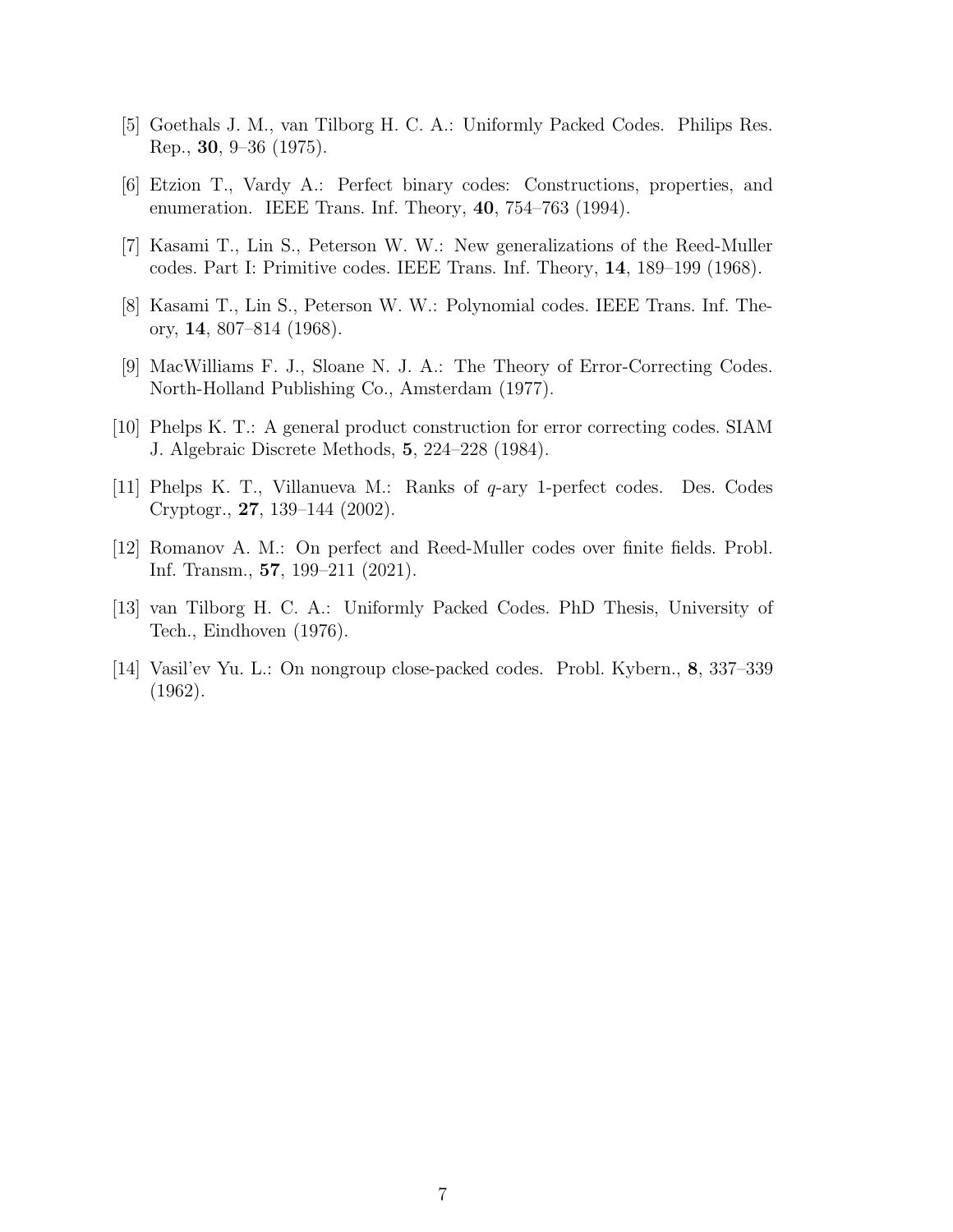[5] Goethals J. M., van Tilborg H. C. A.: Uniformly Packed Codes. Philips Res. Rep., **30**, 9–36 (1975).

[6] Etzion T., Vardy A.: Perfect binary codes: Constructions, properties, and enumeration. IEEE Trans. Inf. Theory, **40**, 754–763 (1994).

[7] Kasami T., Lin S., Peterson W. W.: New generalizations of the Reed-Muller codes. Part I: Primitive codes. IEEE Trans. Inf. Theory, **14**, 189–199 (1968).

[8] Kasami T., Lin S., Peterson W. W.: Polynomial codes. IEEE Trans. Inf. Theory, **14**, 807–814 (1968).

[9] MacWilliams F. J., Sloane N. J. A.: The Theory of Error-Correcting Codes. North-Holland Publishing Co., Amsterdam (1977).

[10] Phelps K. T.: A general product construction for error correcting codes. SIAM J. Algebraic Discrete Methods, **5**, 224–228 (1984).

[11] Phelps K. T., Villanueva M.: Ranks of $q$-ary 1-perfect codes. Des. Codes Cryptogr., **27**, 139–144 (2002).

[12] Romanov A. M.: On perfect and Reed-Muller codes over finite fields. Probl. Inf. Transm., **57**, 199–211 (2021).

[13] van Tilborg H. C. A.: Uniformly Packed Codes. PhD Thesis, University of Tech., Eindhoven (1976).

[14] Vasil'ev Yu. L.: On nongroup close-packed codes. Probl. Kybern., **8**, 337–339 (1962).